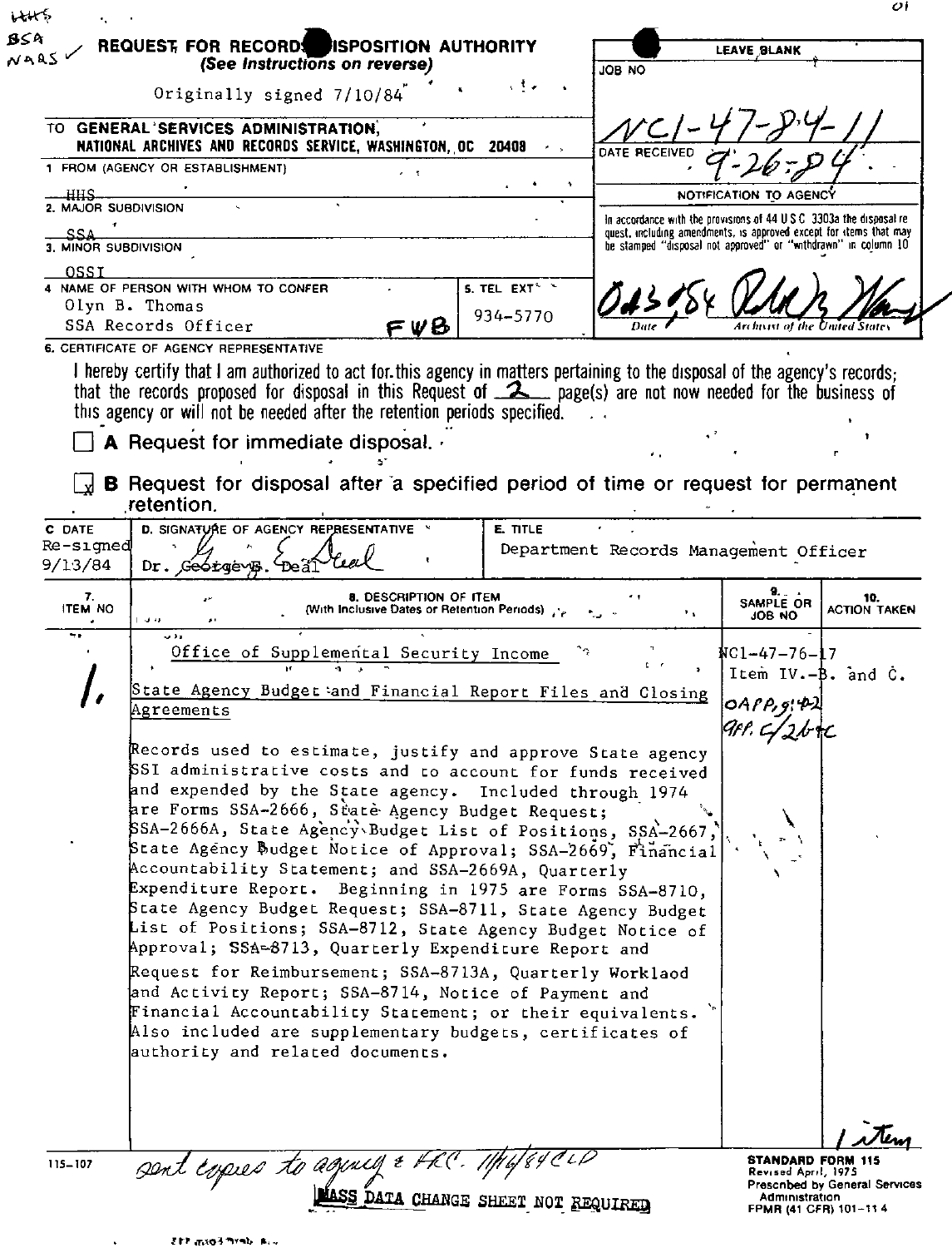HHS
BSA
NARS ✓

# REQUEST FOR RECORDS DISPOSITION AUTHORITY

*(See Instructions on reverse)*

Originally signed 7/10/84

| LEAVE BLANK |
|---|
| JOB NO NC1-47-84-11 |
| DATE RECEIVED 9-26-84 |
| NOTIFICATION TO AGENCY |
| In accordance with the provisions of 44 U.S.C. 3303a the disposal request, including amendments, is approved except for items that may be stamped "disposal not approved" or "withdrawn" in column 10 |
| 04-3-84 Date — Archivist of the United States |

TO **GENERAL SERVICES ADMINISTRATION, NATIONAL ARCHIVES AND RECORDS SERVICE, WASHINGTON, DC 20408**

1. FROM (AGENCY OR ESTABLISHMENT)
   HHS

2. MAJOR SUBDIVISION
   SSA

3. MINOR SUBDIVISION
   OSSI

4. NAME OF PERSON WITH WHOM TO CONFER
   Olyn B. Thomas
   SSA Records Officer FWB

5. TEL. EXT.
   934-5770

6. CERTIFICATE OF AGENCY REPRESENTATIVE

I hereby certify that I am authorized to act for this agency in matters pertaining to the disposal of the agency's records; that the records proposed for disposal in this Request of 2 page(s) are not now needed for the business of this agency or will not be needed after the retention periods specified.

☐ **A** Request for immediate disposal.

☒ **B** Request for disposal after a specified period of time or request for permanent retention.

| C. DATE | D. SIGNATURE OF AGENCY REPRESENTATIVE | E. TITLE |
|---|---|---|
| Re-signed 9/13/84 | Dr. George E. Deal | Department Records Management Officer |

| 7. ITEM NO | 8. DESCRIPTION OF ITEM (With Inclusive Dates or Retention Periods) | 9. SAMPLE OR JOB NO | 10. ACTION TAKEN |
|---|---|---|---|
| | Office of Supplemental Security Income | | |
| 1. | State Agency Budget and Financial Report Files and Closing Agreements<br><br>Records used to estimate, justify and approve State agency SSI administrative costs and to account for funds received and expended by the State agency. Included through 1974 are Forms SSA-2666, State Agency Budget Request; SSA-2666A, State Agency Budget List of Positions, SSA-2667, State Agency Budget Notice of Approval; SSA-2669, Financial Accountability Statement; and SSA-2669A, Quarterly Expenditure Report. Beginning in 1975 are Forms SSA-8710, State Agency Budget Request; SSA-8711, State Agency Budget List of Positions; SSA-8712, State Agency Budget Notice of Approval; SSA-8713, Quarterly Expenditure Report and Request for Reimbursement; SSA-8713A, Quarterly Workload and Activity Report; SSA-8714, Notice of Payment and Financial Accountability Statement; or their equivalents. Also included are supplementary budgets, certificates of authority and related documents. | NC1-47-76-17 Item IV.-B. and C.<br>OAPP, 9/4/2<br>app. 6/26 RC | |

1 item

115-107 — sent copies to agency & FRC. 11/16/84 CLD

MASS DATA CHANGE SHEET NOT REQUIRED

STANDARD FORM 115
Revised April, 1975
Prescribed by General Services Administration
FPMR (41 CFR) 101-11.4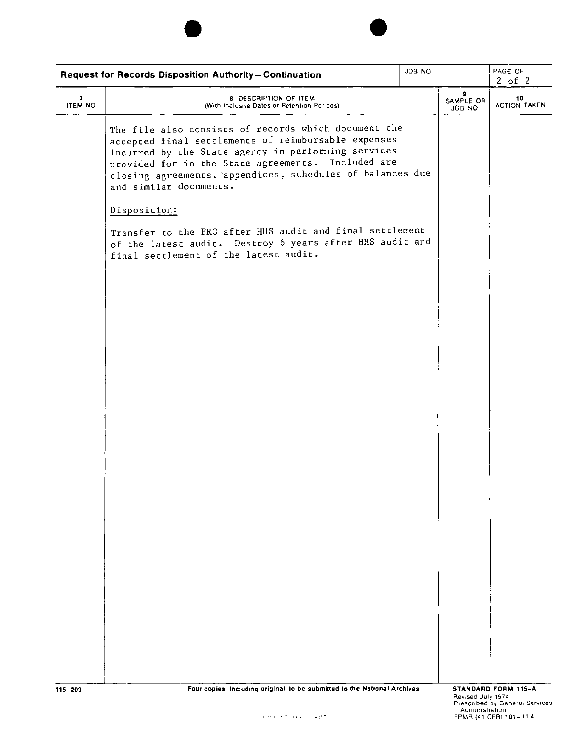**Request for Records Disposition Authority—Continuation**

JOB NO

| 7 ITEM NO | 8 DESCRIPTION OF ITEM (With Inclusive Dates or Retention Periods) | 9 SAMPLE OR JOB NO | 10 ACTION TAKEN |
| --- | --- | --- | --- |
| | The file also consists of records which document the accepted final settlements of reimbursable expenses incurred by the State agency in performing services provided for in the State agreements. Included are closing agreements, appendices, schedules of balances due and similar documents.<br><br>Disposition:<br><br>Transfer to the FRC after HHS audit and final settlement of the latest audit. Destroy 6 years after HHS audit and final settlement of the latest audit. | | |

115-203

Four copies including original to be submitted to the National Archives

STANDARD FORM 115-A
Revised July 1974
Prescribed by General Services Administration
FPMR (41 CFR) 101-11 4